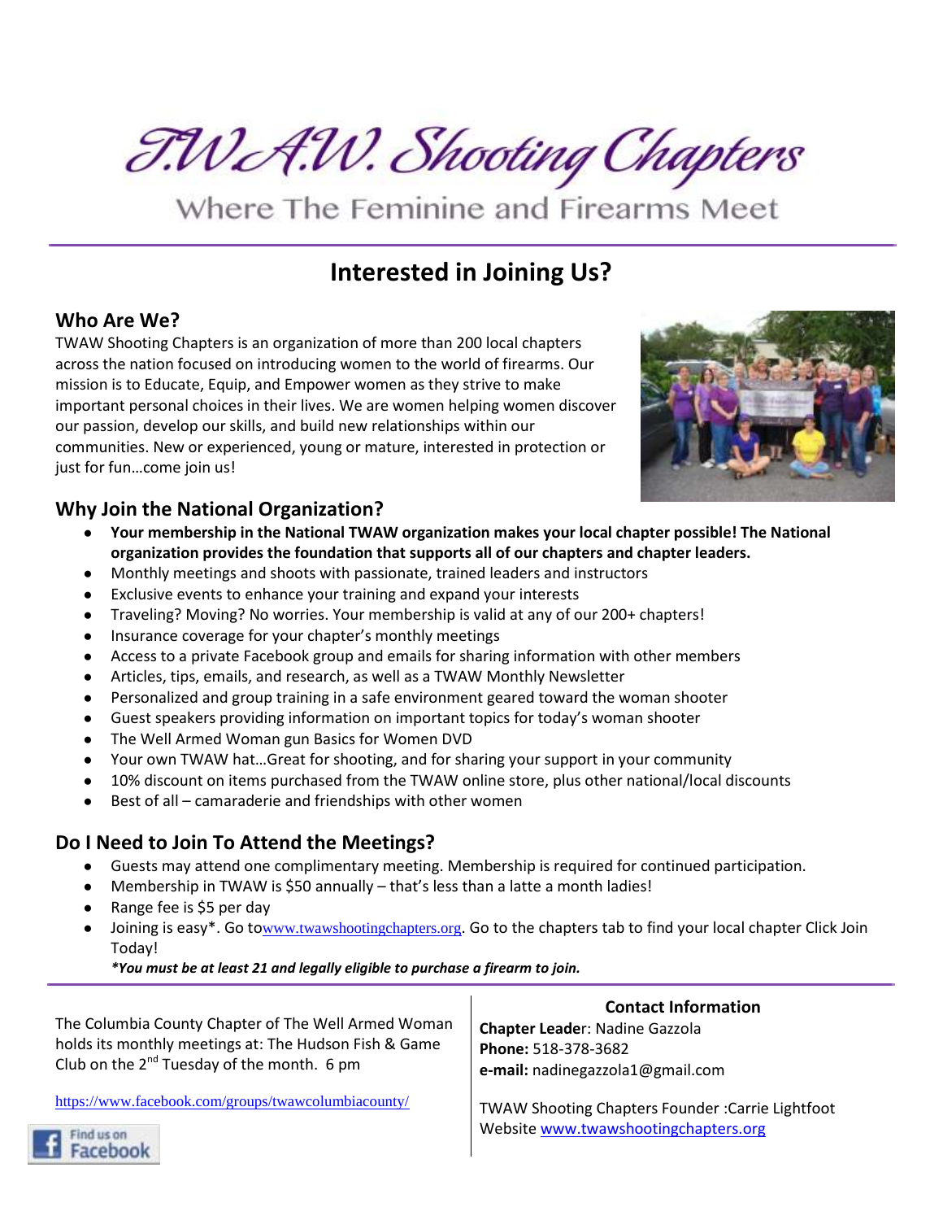# T.W.A.W. Shooting Chapters

Where The Feminine and Firearms Meet

## Interested in Joining Us?

### Who Are We?

TWAW Shooting Chapters is an organization of more than 200 local chapters across the nation focused on introducing women to the world of firearms. Our mission is to Educate, Equip, and Empower women as they strive to make important personal choices in their lives. We are women helping women discover our passion, develop our skills, and build new relationships within our communities. New or experienced, young or mature, interested in protection or just for fun…come join us!

### Why Join the National Organization?

- **Your membership in the National TWAW organization makes your local chapter possible! The National organization provides the foundation that supports all of our chapters and chapter leaders.**
- Monthly meetings and shoots with passionate, trained leaders and instructors
- Exclusive events to enhance your training and expand your interests
- Traveling? Moving? No worries. Your membership is valid at any of our 200+ chapters!
- Insurance coverage for your chapter's monthly meetings
- Access to a private Facebook group and emails for sharing information with other members
- Articles, tips, emails, and research, as well as a TWAW Monthly Newsletter
- Personalized and group training in a safe environment geared toward the woman shooter
- Guest speakers providing information on important topics for today's woman shooter
- The Well Armed Woman gun Basics for Women DVD
- Your own TWAW hat…Great for shooting, and for sharing your support in your community
- 10% discount on items purchased from the TWAW online store, plus other national/local discounts
- Best of all – camaraderie and friendships with other women

### Do I Need to Join To Attend the Meetings?

- Guests may attend one complimentary meeting. Membership is required for continued participation.
- Membership in TWAW is $50 annually – that's less than a latte a month ladies!
- Range fee is $5 per day
- Joining is easy*. Go towww.twawshootingchapters.org. Go to the chapters tab to find your local chapter Click Join Today!

  ***You must be at least 21 and legally eligible to purchase a firearm to join.***

---

The Columbia County Chapter of The Well Armed Woman holds its monthly meetings at: The Hudson Fish & Game Club on the 2nd Tuesday of the month. 6 pm

https://www.facebook.com/groups/twawcolumbiacounty/

Find us on Facebook

**Contact Information**

**Chapter Leader**: Nadine Gazzola
**Phone:** 518-378-3682
**e-mail:** nadinegazzola1@gmail.com

TWAW Shooting Chapters Founder :Carrie Lightfoot
Website www.twawshootingchapters.org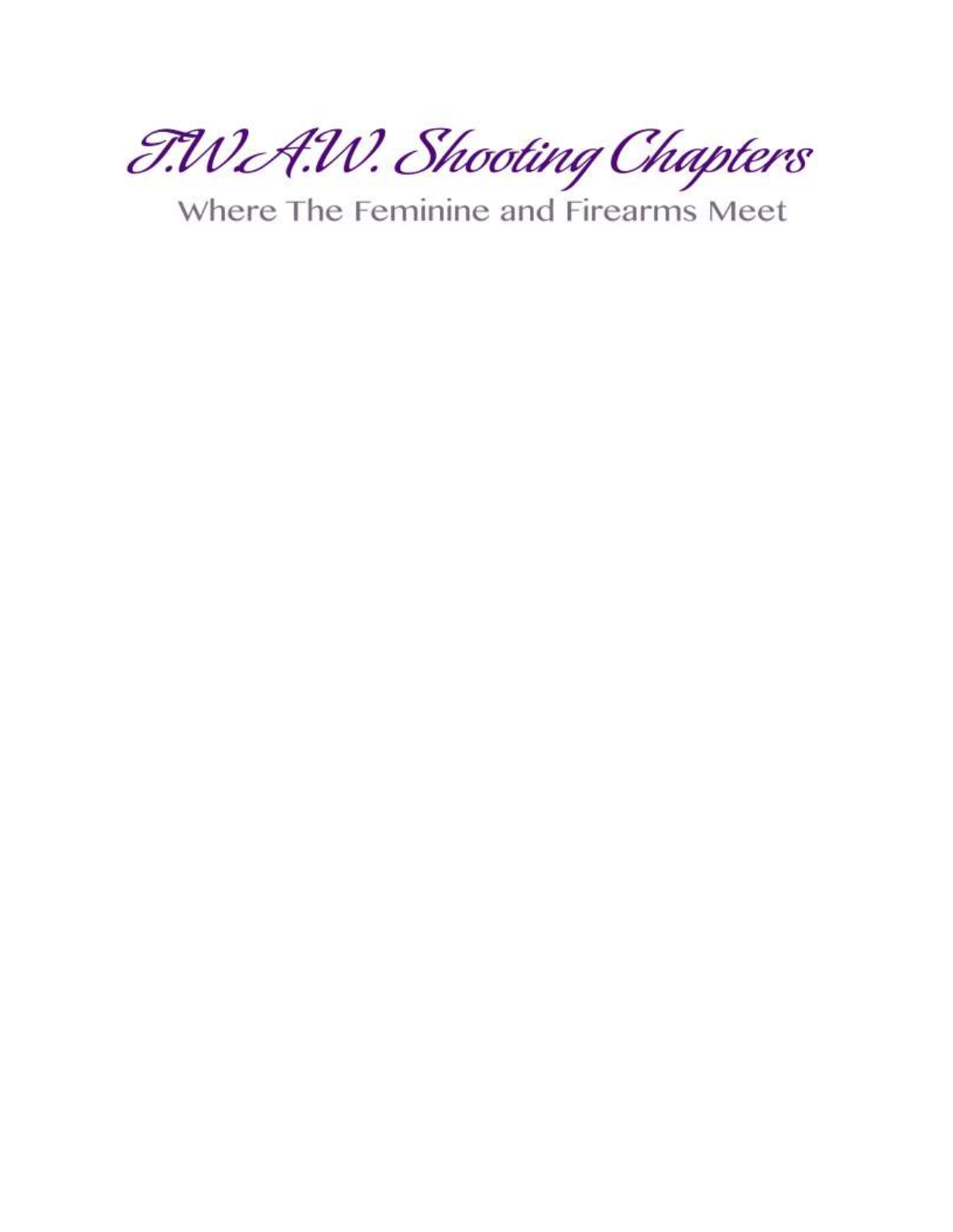*T.W.A.W. Shooting Chapters*

Where The Feminine and Firearms Meet